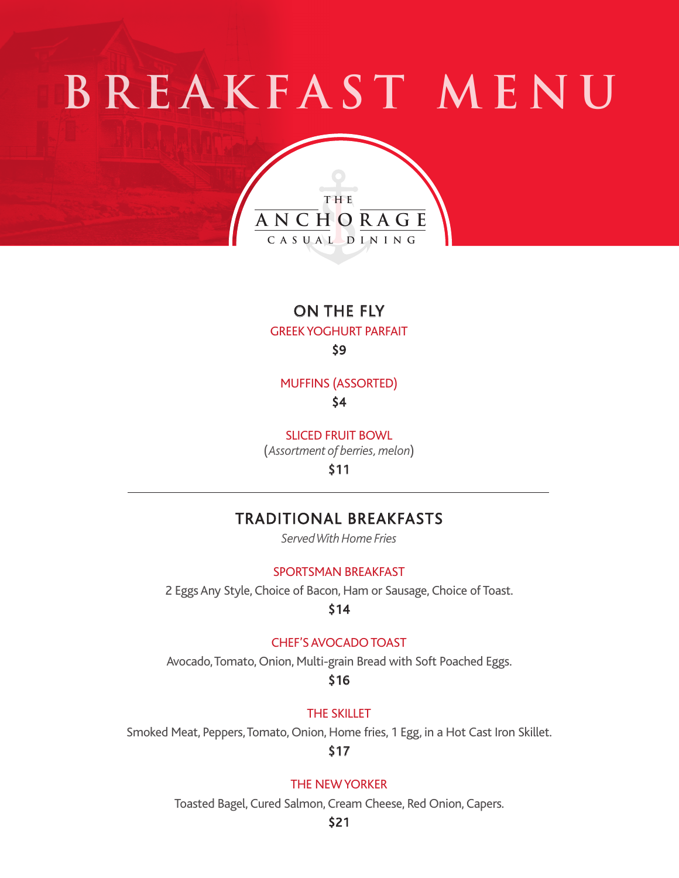# BREAKFAST MENU

THE
ANCHORAGE
CASUAL DINING

## ON THE FLY

### GREEK YOGHURT PARFAIT

$9

### MUFFINS (ASSORTED)

$4

### SLICED FRUIT BOWL

(*Assortment of berries, melon*)

$11

---

## TRADITIONAL BREAKFASTS

*Served With Home Fries*

### SPORTSMAN BREAKFAST

2 Eggs Any Style, Choice of Bacon, Ham or Sausage, Choice of Toast.

$14

### CHEF'S AVOCADO TOAST

Avocado, Tomato, Onion, Multi-grain Bread with Soft Poached Eggs.

$16

### THE SKILLET

Smoked Meat, Peppers, Tomato, Onion, Home fries, 1 Egg, in a Hot Cast Iron Skillet.

$17

### THE NEW YORKER

Toasted Bagel, Cured Salmon, Cream Cheese, Red Onion, Capers.

$21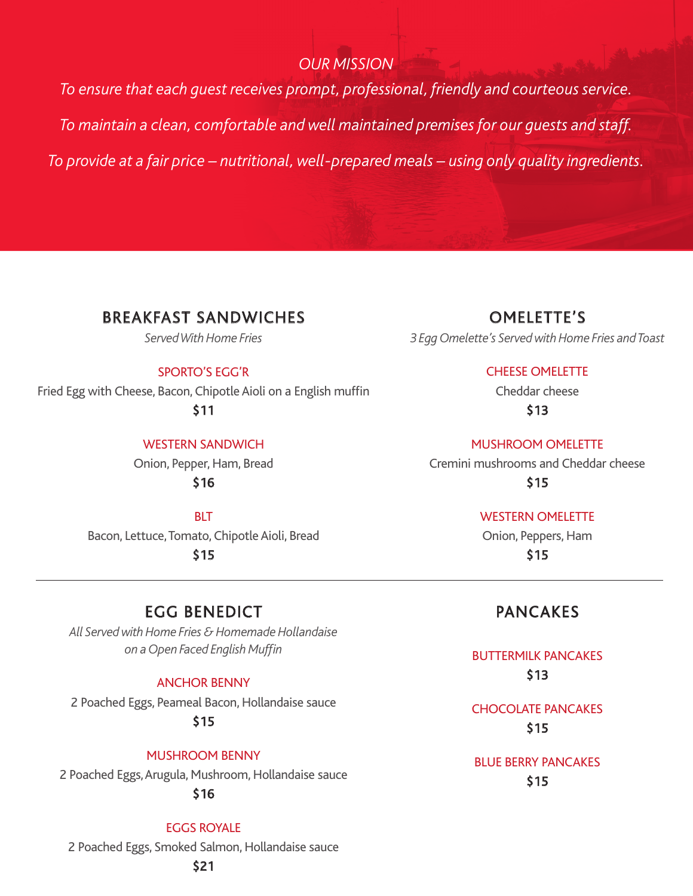*OUR MISSION*

*To ensure that each guest receives prompt, professional, friendly and courteous service.*

*To maintain a clean, comfortable and well maintained premises for our guests and staff.*

*To provide at a fair price – nutritional, well-prepared meals – using only quality ingredients.*

## BREAKFAST SANDWICHES

*Served With Home Fries*

### SPORTO'S EGG'R

Fried Egg with Cheese, Bacon, Chipotle Aioli on a English muffin

**$11**

### WESTERN SANDWICH

Onion, Pepper, Ham, Bread

**$16**

### BLT

Bacon, Lettuce, Tomato, Chipotle Aioli, Bread

**$15**

## OMELETTE'S

*3 Egg Omelette's Served with Home Fries and Toast*

### CHEESE OMELETTE

Cheddar cheese

**$13**

### MUSHROOM OMELETTE

Cremini mushrooms and Cheddar cheese

**$15**

### WESTERN OMELETTE

Onion, Peppers, Ham

**$15**

---

## EGG BENEDICT

*All Served with Home Fries & Homemade Hollandaise on a Open Faced English Muffin*

### ANCHOR BENNY

2 Poached Eggs, Peameal Bacon, Hollandaise sauce

**$15**

### MUSHROOM BENNY

2 Poached Eggs, Arugula, Mushroom, Hollandaise sauce

**$16**

### EGGS ROYALE

2 Poached Eggs, Smoked Salmon, Hollandaise sauce

**$21**

## PANCAKES

### BUTTERMILK PANCAKES

**$13**

### CHOCOLATE PANCAKES

**$15**

### BLUE BERRY PANCAKES

**$15**